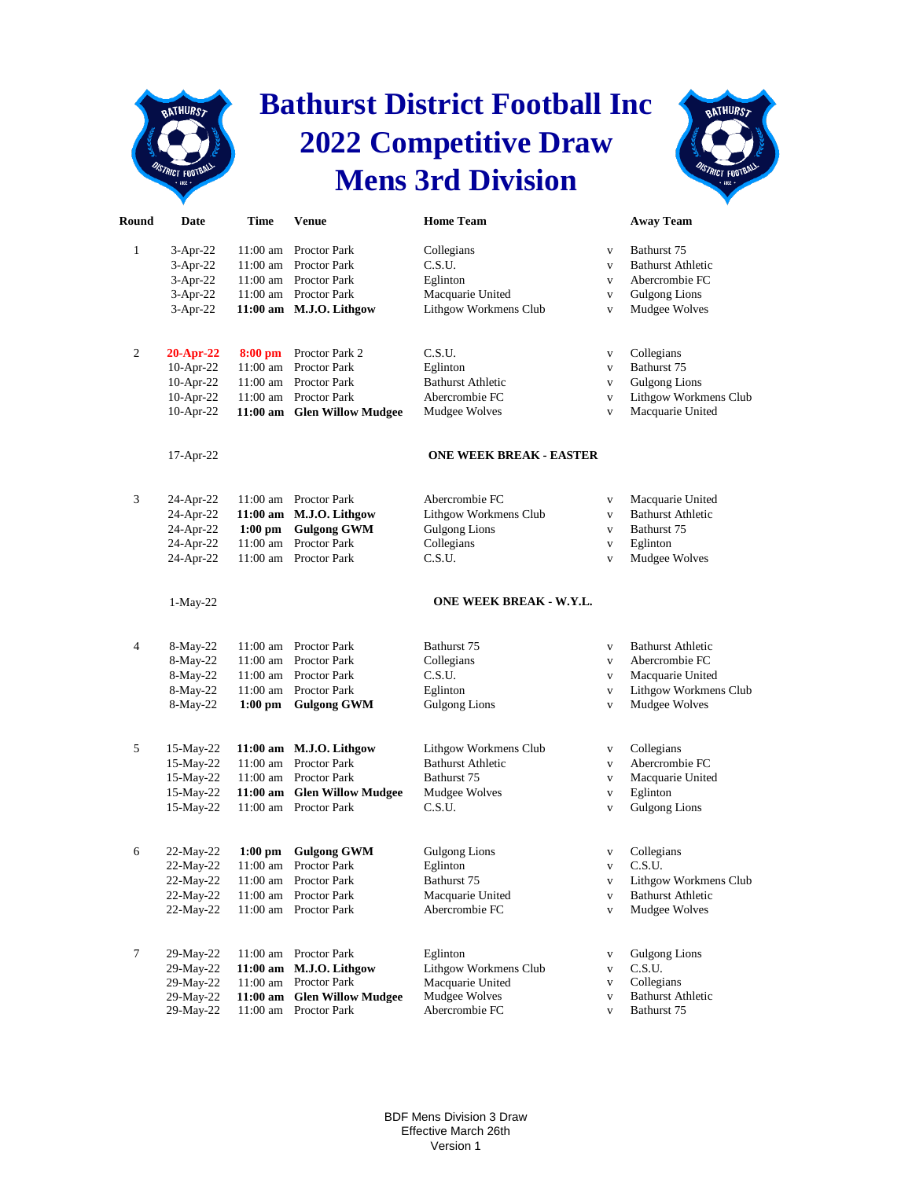# Bathurst District Football Inc
# 2022 Competitive Draw
# Mens 3rd Division

| Round | Date | Time | Venue | Home Team | | Away Team |
|---|---|---|---|---|---|---|
| 1 | 3-Apr-22 | 11:00 am | Proctor Park | Collegians | v | Bathurst 75 |
| | 3-Apr-22 | 11:00 am | Proctor Park | C.S.U. | v | Bathurst Athletic |
| | 3-Apr-22 | 11:00 am | Proctor Park | Eglinton | v | Abercrombie FC |
| | 3-Apr-22 | 11:00 am | Proctor Park | Macquarie United | v | Gulgong Lions |
| | 3-Apr-22 | **11:00 am** | **M.J.O. Lithgow** | Lithgow Workmens Club | v | Mudgee Wolves |
| 2 | **20-Apr-22** | **8:00 pm** | Proctor Park 2 | C.S.U. | v | Collegians |
| | 10-Apr-22 | 11:00 am | Proctor Park | Eglinton | v | Bathurst 75 |
| | 10-Apr-22 | 11:00 am | Proctor Park | Bathurst Athletic | v | Gulgong Lions |
| | 10-Apr-22 | 11:00 am | Proctor Park | Abercrombie FC | v | Lithgow Workmens Club |
| | 10-Apr-22 | **11:00 am** | **Glen Willow Mudgee** | Mudgee Wolves | v | Macquarie United |
| | 17-Apr-22 | | | **ONE WEEK BREAK - EASTER** | | |
| 3 | 24-Apr-22 | 11:00 am | Proctor Park | Abercrombie FC | v | Macquarie United |
| | 24-Apr-22 | **11:00 am** | **M.J.O. Lithgow** | Lithgow Workmens Club | v | Bathurst Athletic |
| | 24-Apr-22 | **1:00 pm** | **Gulgong GWM** | Gulgong Lions | v | Bathurst 75 |
| | 24-Apr-22 | 11:00 am | Proctor Park | Collegians | v | Eglinton |
| | 24-Apr-22 | 11:00 am | Proctor Park | C.S.U. | v | Mudgee Wolves |
| | 1-May-22 | | | **ONE WEEK BREAK - W.Y.L.** | | |
| 4 | 8-May-22 | 11:00 am | Proctor Park | Bathurst 75 | v | Bathurst Athletic |
| | 8-May-22 | 11:00 am | Proctor Park | Collegians | v | Abercrombie FC |
| | 8-May-22 | 11:00 am | Proctor Park | C.S.U. | v | Macquarie United |
| | 8-May-22 | 11:00 am | Proctor Park | Eglinton | v | Lithgow Workmens Club |
| | 8-May-22 | **1:00 pm** | **Gulgong GWM** | Gulgong Lions | v | Mudgee Wolves |
| 5 | 15-May-22 | **11:00 am** | **M.J.O. Lithgow** | Lithgow Workmens Club | v | Collegians |
| | 15-May-22 | 11:00 am | Proctor Park | Bathurst Athletic | v | Abercrombie FC |
| | 15-May-22 | 11:00 am | Proctor Park | Bathurst 75 | v | Macquarie United |
| | 15-May-22 | **11:00 am** | **Glen Willow Mudgee** | Mudgee Wolves | v | Eglinton |
| | 15-May-22 | 11:00 am | Proctor Park | C.S.U. | v | Gulgong Lions |
| 6 | 22-May-22 | **1:00 pm** | **Gulgong GWM** | Gulgong Lions | v | Collegians |
| | 22-May-22 | 11:00 am | Proctor Park | Eglinton | v | C.S.U. |
| | 22-May-22 | 11:00 am | Proctor Park | Bathurst 75 | v | Lithgow Workmens Club |
| | 22-May-22 | 11:00 am | Proctor Park | Macquarie United | v | Bathurst Athletic |
| | 22-May-22 | 11:00 am | Proctor Park | Abercrombie FC | v | Mudgee Wolves |
| 7 | 29-May-22 | 11:00 am | Proctor Park | Eglinton | v | Gulgong Lions |
| | 29-May-22 | **11:00 am** | **M.J.O. Lithgow** | Lithgow Workmens Club | v | C.S.U. |
| | 29-May-22 | 11:00 am | Proctor Park | Macquarie United | v | Collegians |
| | 29-May-22 | **11:00 am** | **Glen Willow Mudgee** | Mudgee Wolves | v | Bathurst Athletic |
| | 29-May-22 | 11:00 am | Proctor Park | Abercrombie FC | v | Bathurst 75 |

BDF Mens Division 3 Draw
Effective March 26th
Version 1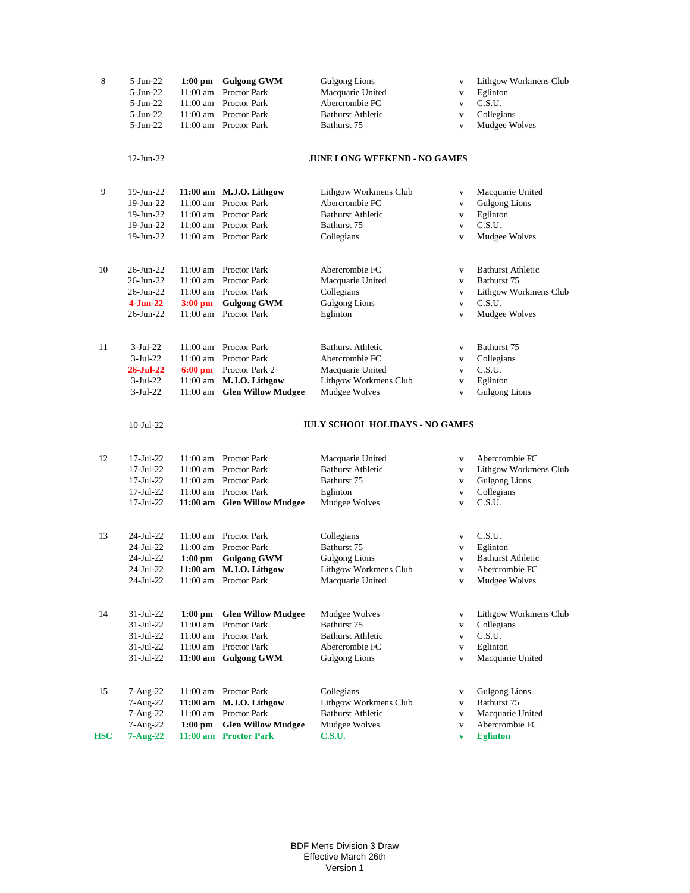| Round | Date | Time | Venue | Home | | Away |
|---|---|---|---|---|---|---|
| 8 | 5-Jun-22 | **1:00 pm** | **Gulgong GWM** | Gulgong Lions | v | Lithgow Workmens Club |
| | 5-Jun-22 | 11:00 am | Proctor Park | Macquarie United | v | Eglinton |
| | 5-Jun-22 | 11:00 am | Proctor Park | Abercrombie FC | v | C.S.U. |
| | 5-Jun-22 | 11:00 am | Proctor Park | Bathurst Athletic | v | Collegians |
| | 5-Jun-22 | 11:00 am | Proctor Park | Bathurst 75 | v | Mudgee Wolves |
| | 12-Jun-22 | | | **JUNE LONG WEEKEND - NO GAMES** | | |
| 9 | 19-Jun-22 | **11:00 am** | **M.J.O. Lithgow** | Lithgow Workmens Club | v | Macquarie United |
| | 19-Jun-22 | 11:00 am | Proctor Park | Abercrombie FC | v | Gulgong Lions |
| | 19-Jun-22 | 11:00 am | Proctor Park | Bathurst Athletic | v | Eglinton |
| | 19-Jun-22 | 11:00 am | Proctor Park | Bathurst 75 | v | C.S.U. |
| | 19-Jun-22 | 11:00 am | Proctor Park | Collegians | v | Mudgee Wolves |
| 10 | 26-Jun-22 | 11:00 am | Proctor Park | Abercrombie FC | v | Bathurst Athletic |
| | 26-Jun-22 | 11:00 am | Proctor Park | Macquarie United | v | Bathurst 75 |
| | 26-Jun-22 | 11:00 am | Proctor Park | Collegians | v | Lithgow Workmens Club |
| | **4-Jun-22** | **3:00 pm** | **Gulgong GWM** | Gulgong Lions | v | C.S.U. |
| | 26-Jun-22 | 11:00 am | Proctor Park | Eglinton | v | Mudgee Wolves |
| 11 | 3-Jul-22 | 11:00 am | Proctor Park | Bathurst Athletic | v | Bathurst 75 |
| | 3-Jul-22 | 11:00 am | Proctor Park | Abercrombie FC | v | Collegians |
| | **26-Jul-22** | **6:00 pm** | Proctor Park 2 | Macquarie United | v | C.S.U. |
| | 3-Jul-22 | 11:00 am | **M.J.O. Lithgow** | Lithgow Workmens Club | v | Eglinton |
| | 3-Jul-22 | 11:00 am | **Glen Willow Mudgee** | Mudgee Wolves | v | Gulgong Lions |
| | 10-Jul-22 | | | **JULY SCHOOL HOLIDAYS - NO GAMES** | | |
| 12 | 17-Jul-22 | 11:00 am | Proctor Park | Macquarie United | v | Abercrombie FC |
| | 17-Jul-22 | 11:00 am | Proctor Park | Bathurst Athletic | v | Lithgow Workmens Club |
| | 17-Jul-22 | 11:00 am | Proctor Park | Bathurst 75 | v | Gulgong Lions |
| | 17-Jul-22 | 11:00 am | Proctor Park | Eglinton | v | Collegians |
| | 17-Jul-22 | **11:00 am** | **Glen Willow Mudgee** | Mudgee Wolves | v | C.S.U. |
| 13 | 24-Jul-22 | 11:00 am | Proctor Park | Collegians | v | C.S.U. |
| | 24-Jul-22 | 11:00 am | Proctor Park | Bathurst 75 | v | Eglinton |
| | 24-Jul-22 | **1:00 pm** | **Gulgong GWM** | Gulgong Lions | v | Bathurst Athletic |
| | 24-Jul-22 | **11:00 am** | **M.J.O. Lithgow** | Lithgow Workmens Club | v | Abercrombie FC |
| | 24-Jul-22 | 11:00 am | Proctor Park | Macquarie United | v | Mudgee Wolves |
| 14 | 31-Jul-22 | **1:00 pm** | **Glen Willow Mudgee** | Mudgee Wolves | v | Lithgow Workmens Club |
| | 31-Jul-22 | 11:00 am | Proctor Park | Bathurst 75 | v | Collegians |
| | 31-Jul-22 | 11:00 am | Proctor Park | Bathurst Athletic | v | C.S.U. |
| | 31-Jul-22 | 11:00 am | Proctor Park | Abercrombie FC | v | Eglinton |
| | 31-Jul-22 | **11:00 am** | **Gulgong GWM** | Gulgong Lions | v | Macquarie United |
| 15 | 7-Aug-22 | 11:00 am | Proctor Park | Collegians | v | Gulgong Lions |
| | 7-Aug-22 | **11:00 am** | **M.J.O. Lithgow** | Lithgow Workmens Club | v | Bathurst 75 |
| | 7-Aug-22 | 11:00 am | Proctor Park | Bathurst Athletic | v | Macquarie United |
| | 7-Aug-22 | **1:00 pm** | **Glen Willow Mudgee** | Mudgee Wolves | v | Abercrombie FC |
| **HSC** | **7-Aug-22** | **11:00 am** | **Proctor Park** | **C.S.U.** | **v** | **Eglinton** |

BDF Mens Division 3 Draw
Effective March 26th
Version 1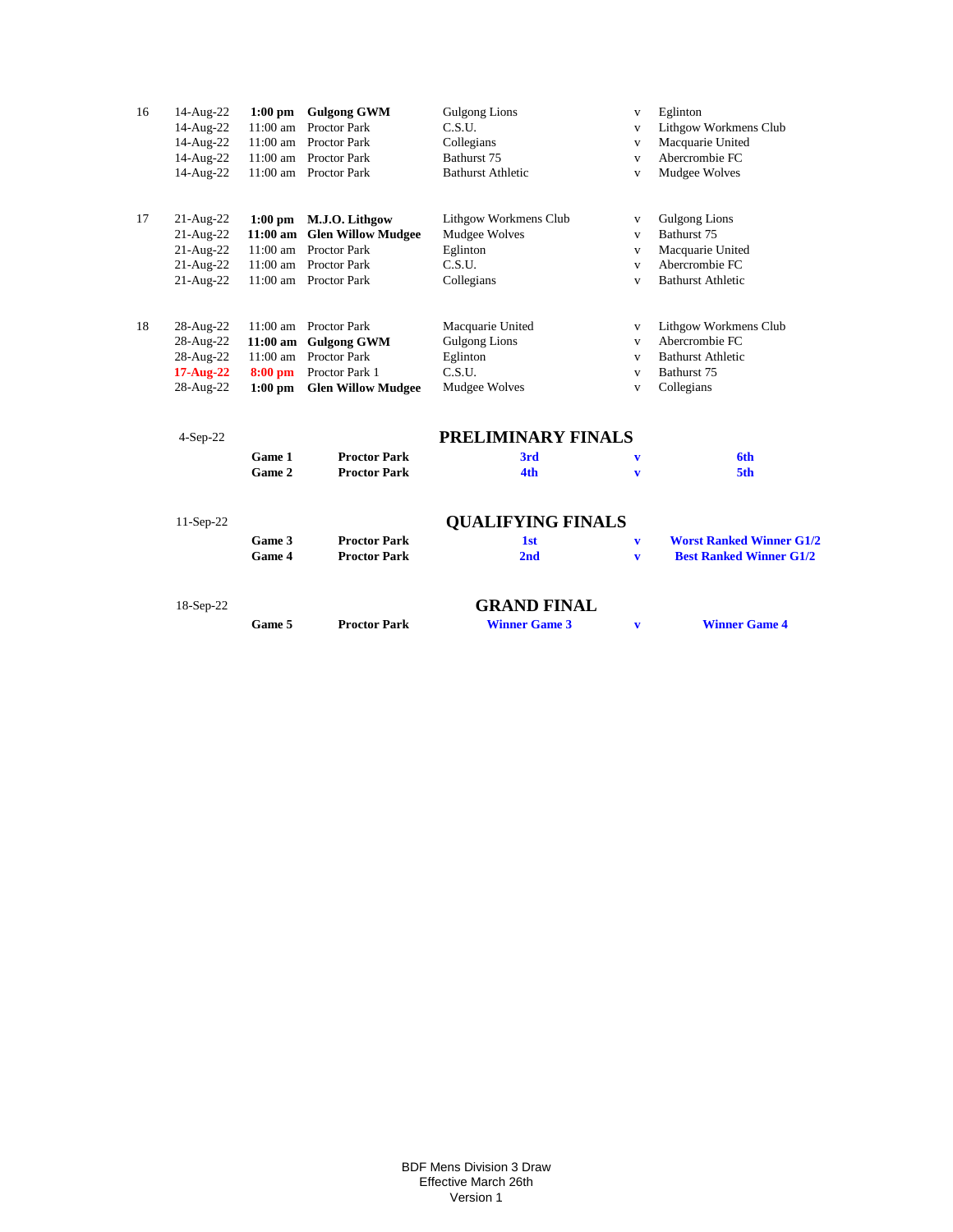| | | | | | | |
|---|---|---|---|---|---|---|
| 16 | 14-Aug-22 | **1:00 pm** | **Gulgong GWM** | Gulgong Lions | v | Eglinton |
| | 14-Aug-22 | 11:00 am | Proctor Park | C.S.U. | v | Lithgow Workmens Club |
| | 14-Aug-22 | 11:00 am | Proctor Park | Collegians | v | Macquarie United |
| | 14-Aug-22 | 11:00 am | Proctor Park | Bathurst 75 | v | Abercrombie FC |
| | 14-Aug-22 | 11:00 am | Proctor Park | Bathurst Athletic | v | Mudgee Wolves |
| 17 | 21-Aug-22 | **1:00 pm** | **M.J.O. Lithgow** | Lithgow Workmens Club | v | Gulgong Lions |
| | 21-Aug-22 | **11:00 am** | **Glen Willow Mudgee** | Mudgee Wolves | v | Bathurst 75 |
| | 21-Aug-22 | 11:00 am | Proctor Park | Eglinton | v | Macquarie United |
| | 21-Aug-22 | 11:00 am | Proctor Park | C.S.U. | v | Abercrombie FC |
| | 21-Aug-22 | 11:00 am | Proctor Park | Collegians | v | Bathurst Athletic |
| 18 | 28-Aug-22 | 11:00 am | Proctor Park | Macquarie United | v | Lithgow Workmens Club |
| | 28-Aug-22 | **11:00 am** | **Gulgong GWM** | Gulgong Lions | v | Abercrombie FC |
| | 28-Aug-22 | 11:00 am | Proctor Park | Eglinton | v | Bathurst Athletic |
| | **17-Aug-22** | **8:00 pm** | Proctor Park 1 | C.S.U. | v | Bathurst 75 |
| | 28-Aug-22 | **1:00 pm** | **Glen Willow Mudgee** | Mudgee Wolves | v | Collegians |

## PRELIMINARY FINALS

4-Sep-22

| | | | | |
|---|---|---|---|---|
| **Game 1** | **Proctor Park** | **3rd** | **v** | **6th** |
| **Game 2** | **Proctor Park** | **4th** | **v** | **5th** |

## QUALIFYING FINALS

11-Sep-22

| | | | | |
|---|---|---|---|---|
| **Game 3** | **Proctor Park** | **1st** | **v** | **Worst Ranked Winner G1/2** |
| **Game 4** | **Proctor Park** | **2nd** | **v** | **Best Ranked Winner G1/2** |

## GRAND FINAL

18-Sep-22

| | | | | |
|---|---|---|---|---|
| **Game 5** | **Proctor Park** | **Winner Game 3** | **v** | **Winner Game 4** |

BDF Mens Division 3 Draw
Effective March 26th
Version 1